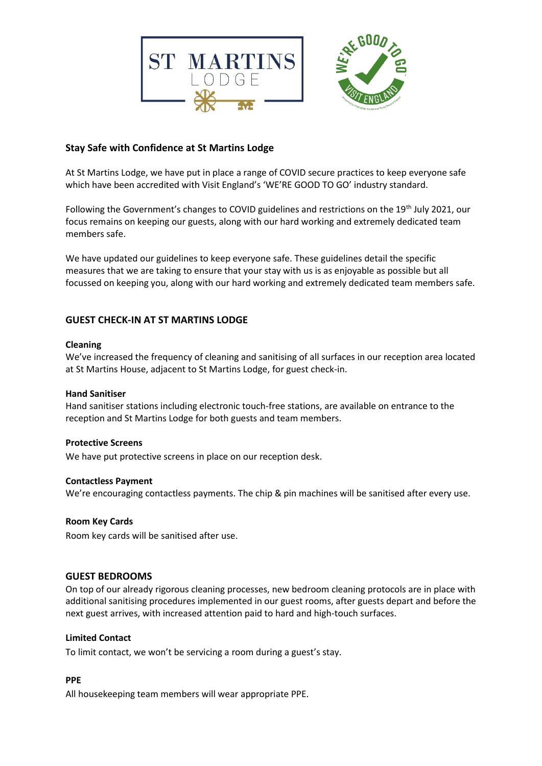## Stay Safe with Confidence at St Martins Lodge

At St Martins Lodge, we have put in place a range of COVID secure practices to keep everyone safe which have been accredited with Visit England's 'WE'RE GOOD TO GO' industry standard.

Following the Government's changes to COVID guidelines and restrictions on the 19th July 2021, our focus remains on keeping our guests, along with our hard working and extremely dedicated team members safe.

We have updated our guidelines to keep everyone safe. These guidelines detail the specific measures that we are taking to ensure that your stay with us is as enjoyable as possible but all focussed on keeping you, along with our hard working and extremely dedicated team members safe.

## GUEST CHECK-IN AT ST MARTINS LODGE

**Cleaning**
We've increased the frequency of cleaning and sanitising of all surfaces in our reception area located at St Martins House, adjacent to St Martins Lodge, for guest check-in.

**Hand Sanitiser**
Hand sanitiser stations including electronic touch-free stations, are available on entrance to the reception and St Martins Lodge for both guests and team members.

**Protective Screens**
We have put protective screens in place on our reception desk.

**Contactless Payment**
We're encouraging contactless payments. The chip & pin machines will be sanitised after every use.

**Room Key Cards**
Room key cards will be sanitised after use.

## GUEST BEDROOMS

On top of our already rigorous cleaning processes, new bedroom cleaning protocols are in place with additional sanitising procedures implemented in our guest rooms, after guests depart and before the next guest arrives, with increased attention paid to hard and high-touch surfaces.

**Limited Contact**
To limit contact, we won't be servicing a room during a guest's stay.

**PPE**
All housekeeping team members will wear appropriate PPE.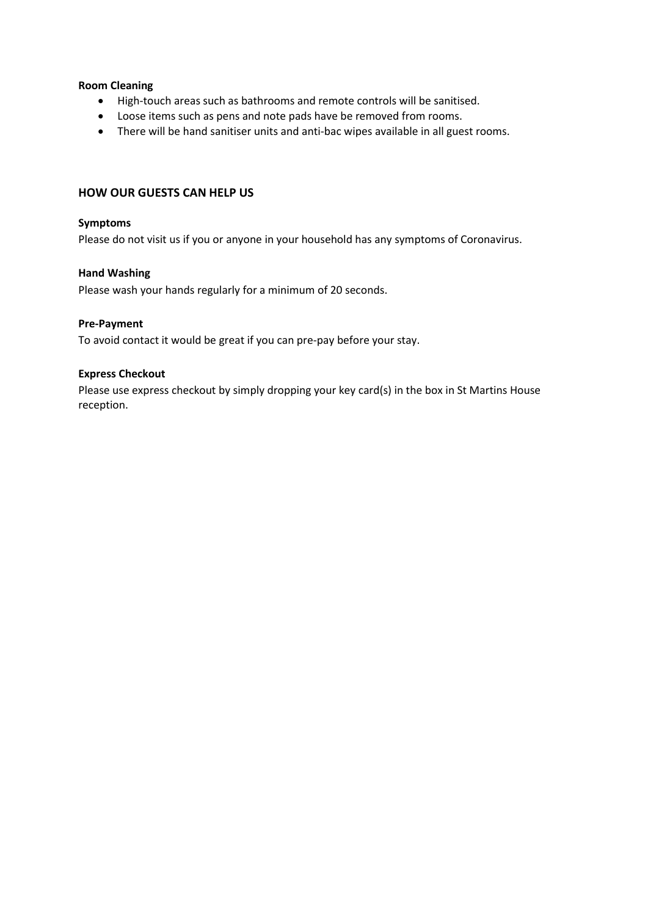**Room Cleaning**

- High-touch areas such as bathrooms and remote controls will be sanitised.
- Loose items such as pens and note pads have be removed from rooms.
- There will be hand sanitiser units and anti-bac wipes available in all guest rooms.

## HOW OUR GUESTS CAN HELP US

**Symptoms**

Please do not visit us if you or anyone in your household has any symptoms of Coronavirus.

**Hand Washing**

Please wash your hands regularly for a minimum of 20 seconds.

**Pre-Payment**

To avoid contact it would be great if you can pre-pay before your stay.

**Express Checkout**

Please use express checkout by simply dropping your key card(s) in the box in St Martins House reception.